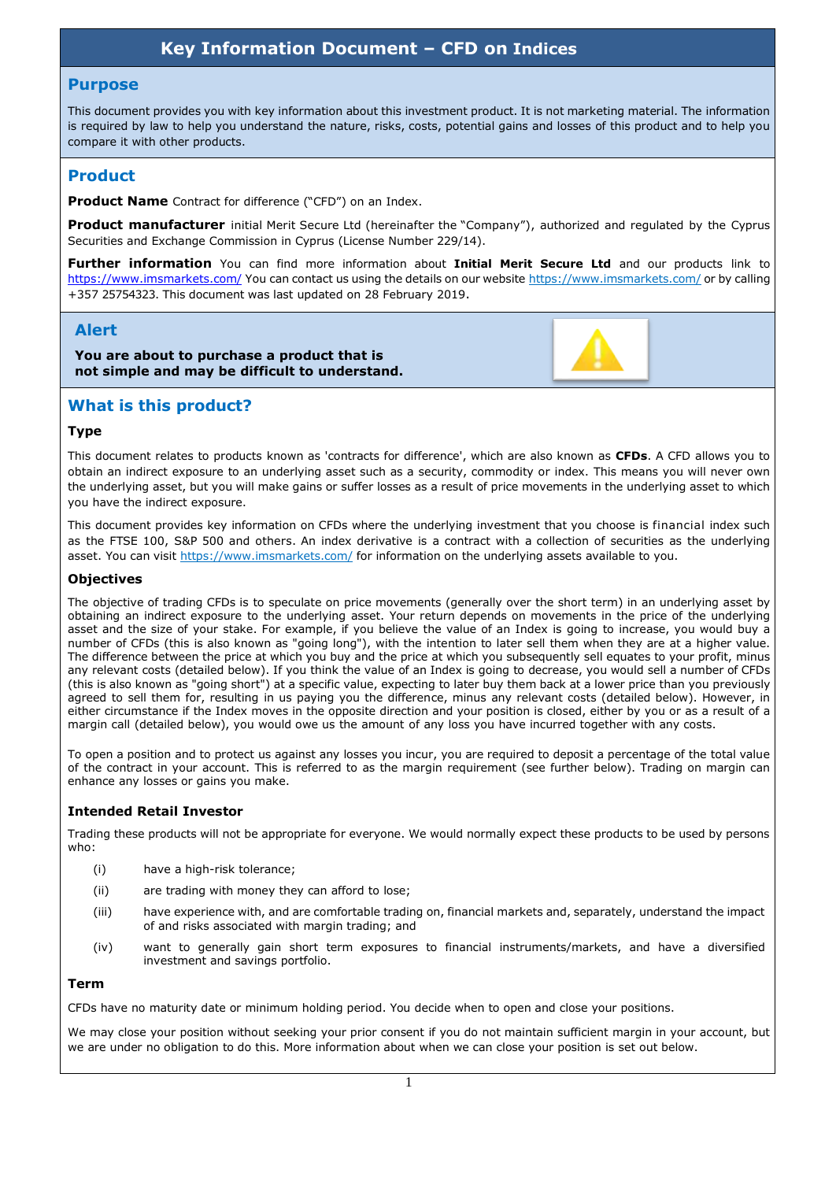# Key Information Document – CFD on Indices

## Purpose

This document provides you with key information about this investment product. It is not marketing material. The information is required by law to help you understand the nature, risks, costs, potential gains and losses of this product and to help you compare it with other products.

## Product

**Product Name** Contract for difference ("CFD") on an Index.

**Product manufacturer** initial Merit Secure Ltd (hereinafter the "Company"), authorized and regulated by the Cyprus Securities and Exchange Commission in Cyprus (License Number 229/14).

**Further information** You can find more information about **Initial Merit Secure Ltd** and our products link to https://www.imsmarkets.com/ You can contact us using the details on our website https://www.imsmarkets.com/ or by calling +357 25754323. This document was last updated on 28 February 2019.

## Alert

**You are about to purchase a product that is not simple and may be difficult to understand.**

## What is this product?

### Type

This document relates to products known as 'contracts for difference', which are also known as **CFDs**. A CFD allows you to obtain an indirect exposure to an underlying asset such as a security, commodity or index. This means you will never own the underlying asset, but you will make gains or suffer losses as a result of price movements in the underlying asset to which you have the indirect exposure.

This document provides key information on CFDs where the underlying investment that you choose is financial index such as the FTSE 100, S&P 500 and others. An index derivative is a contract with a collection of securities as the underlying asset. You can visit https://www.imsmarkets.com/ for information on the underlying assets available to you.

### Objectives

The objective of trading CFDs is to speculate on price movements (generally over the short term) in an underlying asset by obtaining an indirect exposure to the underlying asset. Your return depends on movements in the price of the underlying asset and the size of your stake. For example, if you believe the value of an Index is going to increase, you would buy a number of CFDs (this is also known as "going long"), with the intention to later sell them when they are at a higher value. The difference between the price at which you buy and the price at which you subsequently sell equates to your profit, minus any relevant costs (detailed below). If you think the value of an Index is going to decrease, you would sell a number of CFDs (this is also known as "going short") at a specific value, expecting to later buy them back at a lower price than you previously agreed to sell them for, resulting in us paying you the difference, minus any relevant costs (detailed below). However, in either circumstance if the Index moves in the opposite direction and your position is closed, either by you or as a result of a margin call (detailed below), you would owe us the amount of any loss you have incurred together with any costs.

To open a position and to protect us against any losses you incur, you are required to deposit a percentage of the total value of the contract in your account. This is referred to as the margin requirement (see further below). Trading on margin can enhance any losses or gains you make.

### Intended Retail Investor

Trading these products will not be appropriate for everyone. We would normally expect these products to be used by persons who:

- (i) have a high-risk tolerance;
- (ii) are trading with money they can afford to lose;
- (iii) have experience with, and are comfortable trading on, financial markets and, separately, understand the impact of and risks associated with margin trading; and
- (iv) want to generally gain short term exposures to financial instruments/markets, and have a diversified investment and savings portfolio.

### Term

CFDs have no maturity date or minimum holding period. You decide when to open and close your positions.

We may close your position without seeking your prior consent if you do not maintain sufficient margin in your account, but we are under no obligation to do this. More information about when we can close your position is set out below.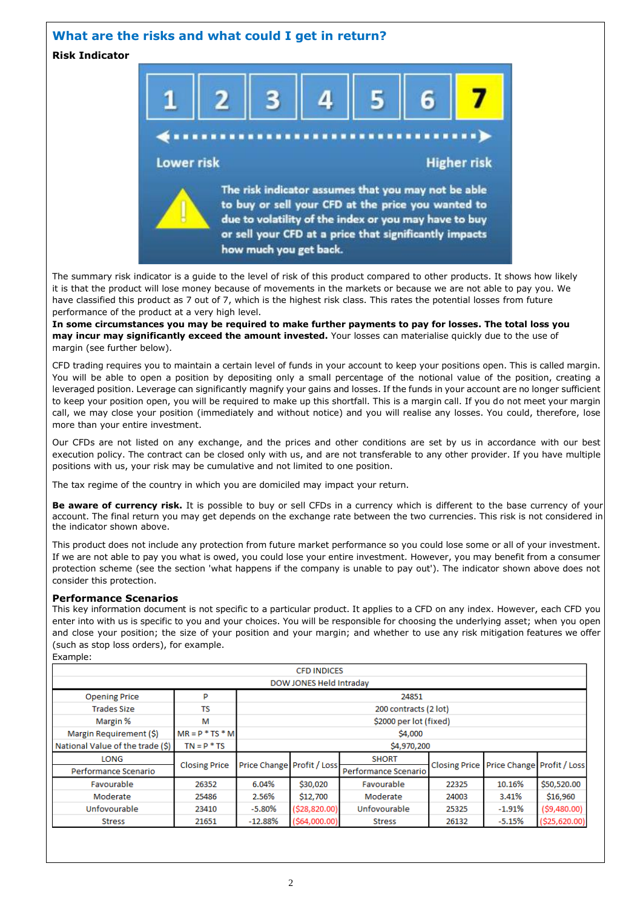## What are the risks and what could I get in return?

### Risk Indicator

| 1 | 2 | 3 | 4 | 5 | 6 | 7 |
|---|---|---|---|---|---|---|

Lower risk ← → Higher risk

The risk indicator assumes that you may not be able to buy or sell your CFD at the price you wanted to due to volatility of the index or you may have to buy or sell your CFD at a price that significantly impacts how much you get back.

The summary risk indicator is a guide to the level of risk of this product compared to other products. It shows how likely it is that the product will lose money because of movements in the markets or because we are not able to pay you. We have classified this product as 7 out of 7, which is the highest risk class. This rates the potential losses from future performance of the product at a very high level.
**In some circumstances you may be required to make further payments to pay for losses. The total loss you may incur may significantly exceed the amount invested.** Your losses can materialise quickly due to the use of margin (see further below).

CFD trading requires you to maintain a certain level of funds in your account to keep your positions open. This is called margin. You will be able to open a position by depositing only a small percentage of the notional value of the position, creating a leveraged position. Leverage can significantly magnify your gains and losses. If the funds in your account are no longer sufficient to keep your position open, you will be required to make up this shortfall. This is a margin call. If you do not meet your margin call, we may close your position (immediately and without notice) and you will realise any losses. You could, therefore, lose more than your entire investment.

Our CFDs are not listed on any exchange, and the prices and other conditions are set by us in accordance with our best execution policy. The contract can be closed only with us, and are not transferable to any other provider. If you have multiple positions with us, your risk may be cumulative and not limited to one position.

The tax regime of the country in which you are domiciled may impact your return.

**Be aware of currency risk.** It is possible to buy or sell CFDs in a currency which is different to the base currency of your account. The final return you may get depends on the exchange rate between the two currencies. This risk is not considered in the indicator shown above.

This product does not include any protection from future market performance so you could lose some or all of your investment. If we are not able to pay you what is owed, you could lose your entire investment. However, you may benefit from a consumer protection scheme (see the section 'what happens if the company is unable to pay out'). The indicator shown above does not consider this protection.

### Performance Scenarios

This key information document is not specific to a particular product. It applies to a CFD on any index. However, each CFD you enter into with us is specific to you and your choices. You will be responsible for choosing the underlying asset; when you open and close your position; the size of your position and your margin; and whether to use any risk mitigation features we offer (such as stop loss orders), for example.
Example:

| CFD INDICES | | | | | | | |
|---|---|---|---|---|---|---|---|
| DOW JONES Held Intraday | | | | | | | |
| Opening Price | P | 24851 | | | | | |
| Trades Size | TS | 200 contracts (2 lot) | | | | | |
| Margin % | M | $2000 per lot (fixed) | | | | | |
| Margin Requirement ($) | MR = P * TS * M | $4,000 | | | | | |
| National Value of the trade ($) | TN = P * TS | $4,970,200 | | | | | |
| LONG Performance Scenario | Closing Price | Price Change | Profit / Loss | SHORT Performance Scenario | Closing Price | Price Change | Profit / Loss |
| Favourable | 26352 | 6.04% | $30,020 | Favourable | 22325 | 10.16% | $50,520.00 |
| Moderate | 25486 | 2.56% | $12,700 | Moderate | 24003 | 3.41% | $16,960 |
| Unfovourable | 23410 | -5.80% | ($28,820.00) | Unfovourable | 25325 | -1.91% | ($9,480.00) |
| Stress | 21651 | -12.88% | ($64,000.00) | Stress | 26132 | -5.15% | ($25,620.00) |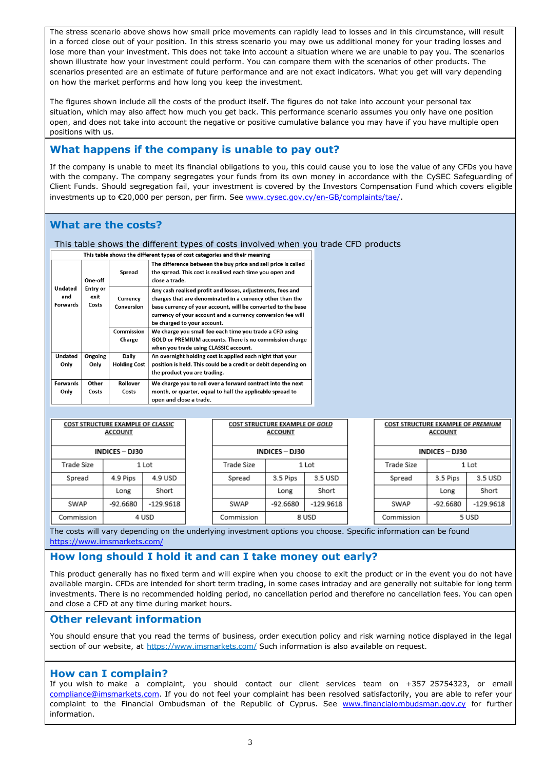The stress scenario above shows how small price movements can rapidly lead to losses and in this circumstance, will result in a forced close out of your position. In this stress scenario you may owe us additional money for your trading losses and lose more than your investment. This does not take into account a situation where we are unable to pay you. The scenarios shown illustrate how your investment could perform. You can compare them with the scenarios of other products. The scenarios presented are an estimate of future performance and are not exact indicators. What you get will vary depending on how the market performs and how long you keep the investment.

The figures shown include all the costs of the product itself. The figures do not take into account your personal tax situation, which may also affect how much you get back. This performance scenario assumes you only have one position open, and does not take into account the negative or positive cumulative balance you may have if you have multiple open positions with us.

## What happens if the company is unable to pay out?

If the company is unable to meet its financial obligations to you, this could cause you to lose the value of any CFDs you have with the company. The company segregates your funds from its own money in accordance with the CySEC Safeguarding of Client Funds. Should segregation fail, your investment is covered by the Investors Compensation Fund which covers eligible investments up to €20,000 per person, per firm. See www.cysec.gov.cy/en-GB/complaints/tae/.

## What are the costs?

This table shows the different types of costs involved when you trade CFD products

| This table shows the different types of cost categories and their meaning | | | |
|---|---|---|---|
| Undated and Forwards | One-off Entry or exit Costs | Spread | The difference between the buy price and sell price is called the spread. This cost is realised each time you open and close a trade. |
| | | Currency Conversion | Any cash realised profit and losses, adjustments, fees and charges that are denominated in a currency other than the base currency of your account, will be converted to the base currency of your account and a currency conversion fee will be charged to your account. |
| | | Commission Charge | We charge you small fee each time you trade a CFD using GOLD or PREMIUM accounts. There is no commission charge when you trade using CLASSIC account. |
| Undated Only | Ongoing Only | Daily Holding Cost | An overnight holding cost is applied each night that your position is held. This could be a credit or debit depending on the product you are trading. |
| Forwards Only | Other Costs | Rollover Costs | We charge you to roll over a forward contract into the next month, or quarter, equal to half the applicable spread to open and close a trade. |

| COST STRUCTURE EXAMPLE OF *CLASSIC* ACCOUNT | | |
|---|---|---|
| INDICES – DJ30 | | |
| Trade Size | 1 Lot | |
| Spread | 4.9 Pips | 4.9 USD |
| | Long | Short |
| SWAP | -92.6680 | -129.9618 |
| Commission | 4 USD | |

| COST STRUCTURE EXAMPLE OF *GOLD* ACCOUNT | | |
|---|---|---|
| INDICES – DJ30 | | |
| Trade Size | 1 Lot | |
| Spread | 3.5 Pips | 3.5 USD |
| | Long | Short |
| SWAP | -92.6680 | -129.9618 |
| Commission | 8 USD | |

| COST STRUCTURE EXAMPLE OF *PREMIUM* ACCOUNT | | |
|---|---|---|
| INDICES – DJ30 | | |
| Trade Size | 1 Lot | |
| Spread | 3.5 Pips | 3.5 USD |
| | Long | Short |
| SWAP | -92.6680 | -129.9618 |
| Commission | 5 USD | |

The costs will vary depending on the underlying investment options you choose. Specific information can be found https://www.imsmarkets.com/

## How long should I hold it and can I take money out early?

This product generally has no fixed term and will expire when you choose to exit the product or in the event you do not have available margin. CFDs are intended for short term trading, in some cases intraday and are generally not suitable for long term investments. There is no recommended holding period, no cancellation period and therefore no cancellation fees. You can open and close a CFD at any time during market hours.

## Other relevant information

You should ensure that you read the terms of business, order execution policy and risk warning notice displayed in the legal section of our website, at https://www.imsmarkets.com/ Such information is also available on request.

## How can I complain?

If you wish to make a complaint, you should contact our client services team on +357 25754323, or email compliance@imsmarkets.com. If you do not feel your complaint has been resolved satisfactorily, you are able to refer your complaint to the Financial Ombudsman of the Republic of Cyprus. See www.financialombudsman.gov.cy for further information.